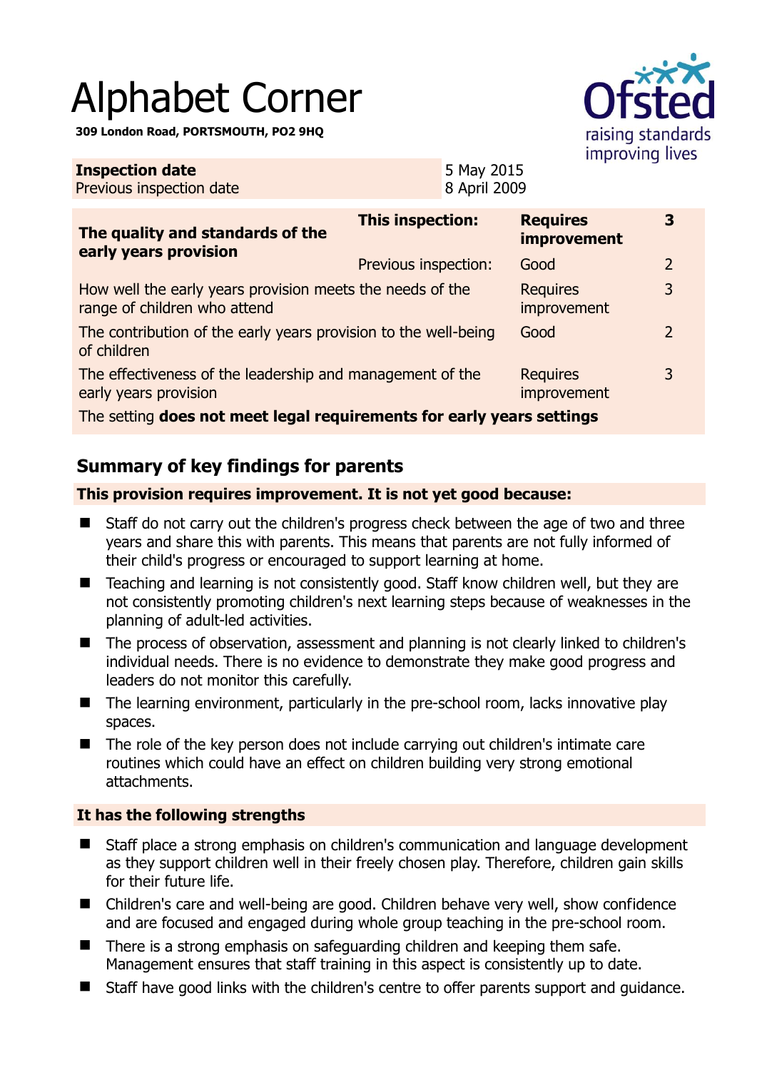# Alphabet Corner

**309 London Road, PORTSMOUTH, PO2 9HQ**

| | |
|---|---|
| **Inspection date** | 5 May 2015 |
| Previous inspection date | 8 April 2009 |

| | | | |
|---|---|---|---|
| **The quality and standards of the early years provision** | **This inspection:** | **Requires improvement** | **3** |
| | Previous inspection: | Good | 2 |
| How well the early years provision meets the needs of the range of children who attend | | Requires improvement | 3 |
| The contribution of the early years provision to the well-being of children | | Good | 2 |
| The effectiveness of the leadership and management of the early years provision | | Requires improvement | 3 |
| The setting **does not meet legal requirements for early years settings** | | | |

## Summary of key findings for parents

**This provision requires improvement. It is not yet good because:**

- Staff do not carry out the children's progress check between the age of two and three years and share this with parents. This means that parents are not fully informed of their child's progress or encouraged to support learning at home.
- Teaching and learning is not consistently good. Staff know children well, but they are not consistently promoting children's next learning steps because of weaknesses in the planning of adult-led activities.
- The process of observation, assessment and planning is not clearly linked to children's individual needs. There is no evidence to demonstrate they make good progress and leaders do not monitor this carefully.
- The learning environment, particularly in the pre-school room, lacks innovative play spaces.
- The role of the key person does not include carrying out children's intimate care routines which could have an effect on children building very strong emotional attachments.

**It has the following strengths**

- Staff place a strong emphasis on children's communication and language development as they support children well in their freely chosen play. Therefore, children gain skills for their future life.
- Children's care and well-being are good. Children behave very well, show confidence and are focused and engaged during whole group teaching in the pre-school room.
- There is a strong emphasis on safeguarding children and keeping them safe. Management ensures that staff training in this aspect is consistently up to date.
- Staff have good links with the children's centre to offer parents support and guidance.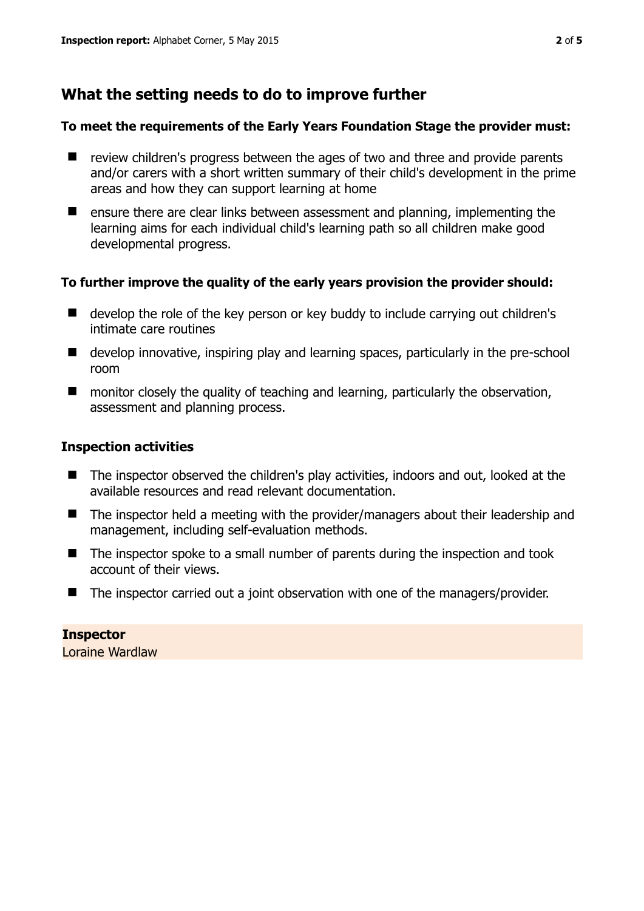## What the setting needs to do to improve further

**To meet the requirements of the Early Years Foundation Stage the provider must:**

- review children's progress between the ages of two and three and provide parents and/or carers with a short written summary of their child's development in the prime areas and how they can support learning at home
- ensure there are clear links between assessment and planning, implementing the learning aims for each individual child's learning path so all children make good developmental progress.

**To further improve the quality of the early years provision the provider should:**

- develop the role of the key person or key buddy to include carrying out children's intimate care routines
- develop innovative, inspiring play and learning spaces, particularly in the pre-school room
- monitor closely the quality of teaching and learning, particularly the observation, assessment and planning process.

### Inspection activities

- The inspector observed the children's play activities, indoors and out, looked at the available resources and read relevant documentation.
- The inspector held a meeting with the provider/managers about their leadership and management, including self-evaluation methods.
- The inspector spoke to a small number of parents during the inspection and took account of their views.
- The inspector carried out a joint observation with one of the managers/provider.

**Inspector**
Loraine Wardlaw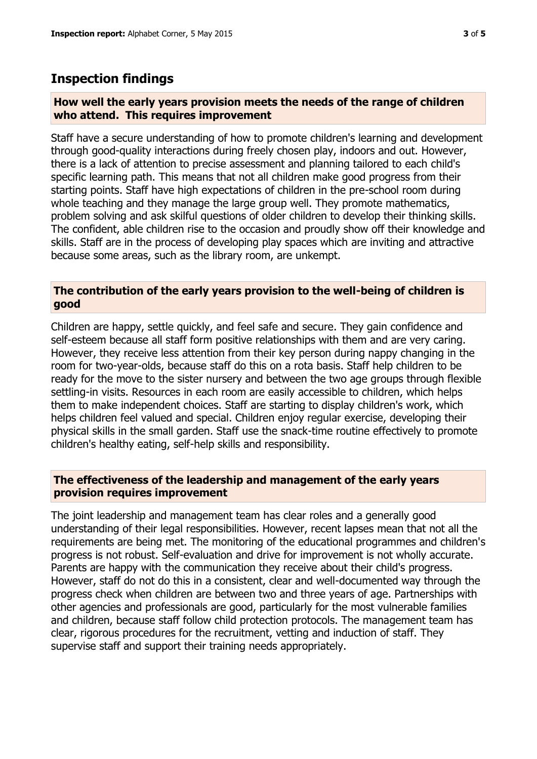## Inspection findings

### How well the early years provision meets the needs of the range of children who attend. This requires improvement

Staff have a secure understanding of how to promote children's learning and development through good-quality interactions during freely chosen play, indoors and out. However, there is a lack of attention to precise assessment and planning tailored to each child's specific learning path. This means that not all children make good progress from their starting points. Staff have high expectations of children in the pre-school room during whole teaching and they manage the large group well. They promote mathematics, problem solving and ask skilful questions of older children to develop their thinking skills. The confident, able children rise to the occasion and proudly show off their knowledge and skills. Staff are in the process of developing play spaces which are inviting and attractive because some areas, such as the library room, are unkempt.

### The contribution of the early years provision to the well-being of children is good

Children are happy, settle quickly, and feel safe and secure. They gain confidence and self-esteem because all staff form positive relationships with them and are very caring. However, they receive less attention from their key person during nappy changing in the room for two-year-olds, because staff do this on a rota basis. Staff help children to be ready for the move to the sister nursery and between the two age groups through flexible settling-in visits. Resources in each room are easily accessible to children, which helps them to make independent choices. Staff are starting to display children's work, which helps children feel valued and special. Children enjoy regular exercise, developing their physical skills in the small garden. Staff use the snack-time routine effectively to promote children's healthy eating, self-help skills and responsibility.

### The effectiveness of the leadership and management of the early years provision requires improvement

The joint leadership and management team has clear roles and a generally good understanding of their legal responsibilities. However, recent lapses mean that not all the requirements are being met. The monitoring of the educational programmes and children's progress is not robust. Self-evaluation and drive for improvement is not wholly accurate. Parents are happy with the communication they receive about their child's progress. However, staff do not do this in a consistent, clear and well-documented way through the progress check when children are between two and three years of age. Partnerships with other agencies and professionals are good, particularly for the most vulnerable families and children, because staff follow child protection protocols. The management team has clear, rigorous procedures for the recruitment, vetting and induction of staff. They supervise staff and support their training needs appropriately.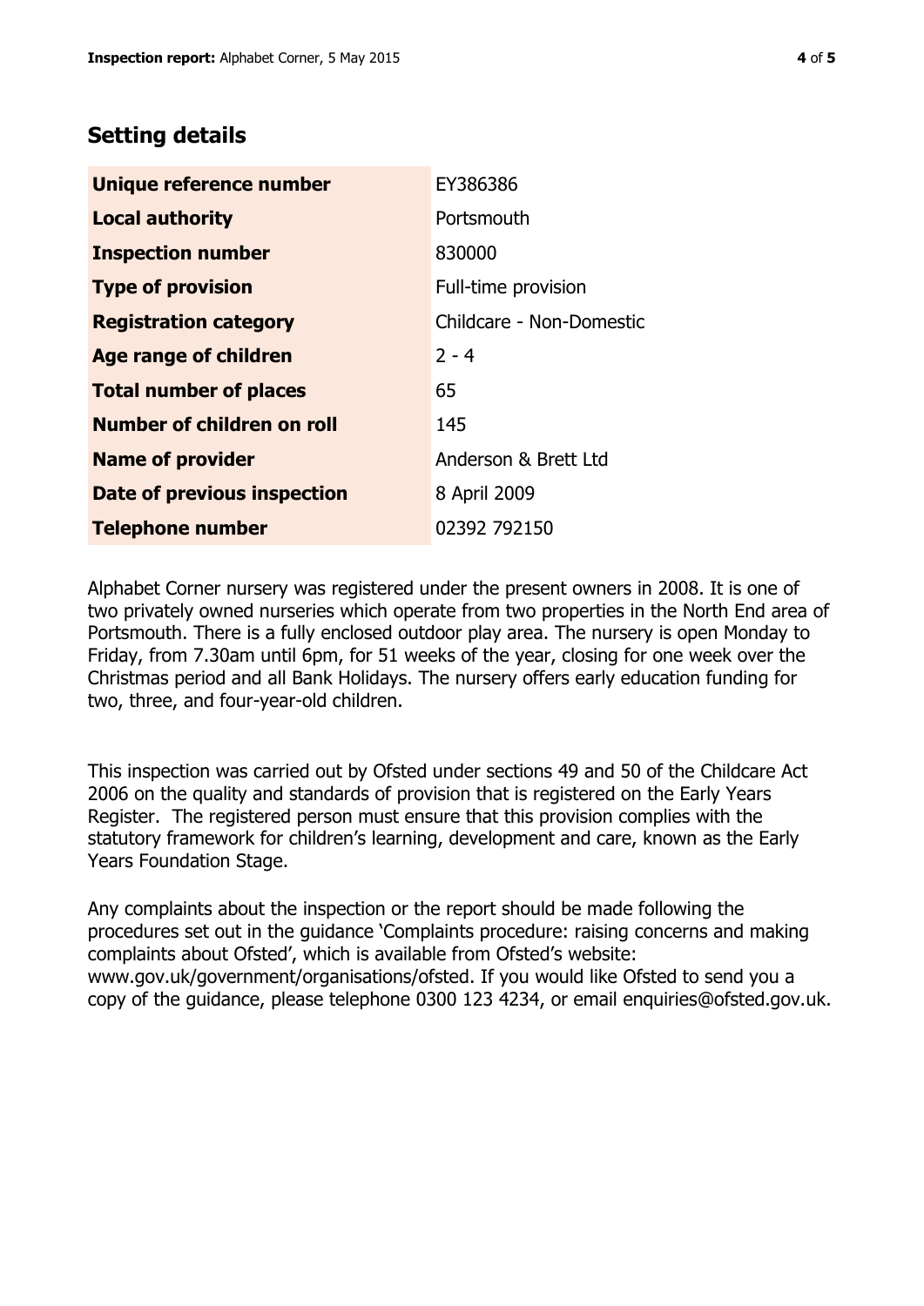## Setting details

| | |
|---|---|
| **Unique reference number** | EY386386 |
| **Local authority** | Portsmouth |
| **Inspection number** | 830000 |
| **Type of provision** | Full-time provision |
| **Registration category** | Childcare - Non-Domestic |
| **Age range of children** | 2 - 4 |
| **Total number of places** | 65 |
| **Number of children on roll** | 145 |
| **Name of provider** | Anderson & Brett Ltd |
| **Date of previous inspection** | 8 April 2009 |
| **Telephone number** | 02392 792150 |

Alphabet Corner nursery was registered under the present owners in 2008. It is one of two privately owned nurseries which operate from two properties in the North End area of Portsmouth. There is a fully enclosed outdoor play area. The nursery is open Monday to Friday, from 7.30am until 6pm, for 51 weeks of the year, closing for one week over the Christmas period and all Bank Holidays. The nursery offers early education funding for two, three, and four-year-old children.

This inspection was carried out by Ofsted under sections 49 and 50 of the Childcare Act 2006 on the quality and standards of provision that is registered on the Early Years Register. The registered person must ensure that this provision complies with the statutory framework for children's learning, development and care, known as the Early Years Foundation Stage.

Any complaints about the inspection or the report should be made following the procedures set out in the guidance 'Complaints procedure: raising concerns and making complaints about Ofsted', which is available from Ofsted's website: www.gov.uk/government/organisations/ofsted. If you would like Ofsted to send you a copy of the guidance, please telephone 0300 123 4234, or email enquiries@ofsted.gov.uk.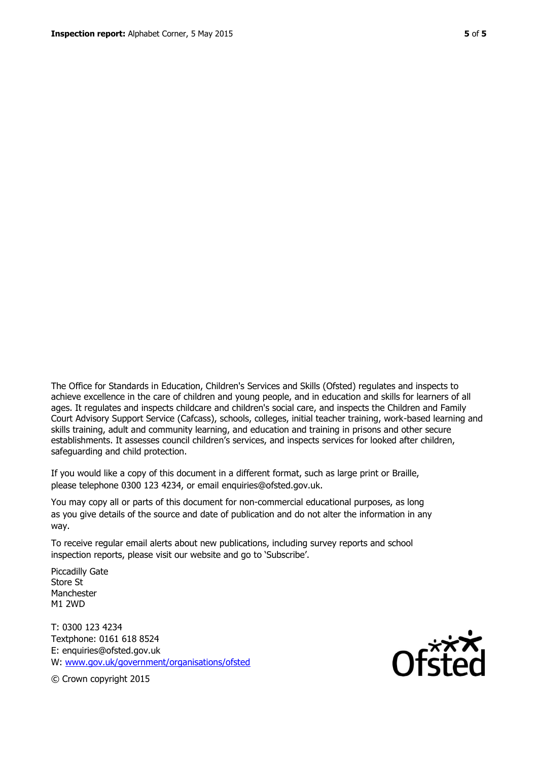The Office for Standards in Education, Children's Services and Skills (Ofsted) regulates and inspects to achieve excellence in the care of children and young people, and in education and skills for learners of all ages. It regulates and inspects childcare and children's social care, and inspects the Children and Family Court Advisory Support Service (Cafcass), schools, colleges, initial teacher training, work-based learning and skills training, adult and community learning, and education and training in prisons and other secure establishments. It assesses council children's services, and inspects services for looked after children, safeguarding and child protection.

If you would like a copy of this document in a different format, such as large print or Braille, please telephone 0300 123 4234, or email enquiries@ofsted.gov.uk.

You may copy all or parts of this document for non-commercial educational purposes, as long as you give details of the source and date of publication and do not alter the information in any way.

To receive regular email alerts about new publications, including survey reports and school inspection reports, please visit our website and go to 'Subscribe'.

Piccadilly Gate
Store St
Manchester
M1 2WD

T: 0300 123 4234
Textphone: 0161 618 8524
E: enquiries@ofsted.gov.uk
W: [www.gov.uk/government/organisations/ofsted](http://www.gov.uk/government/organisations/ofsted)

© Crown copyright 2015